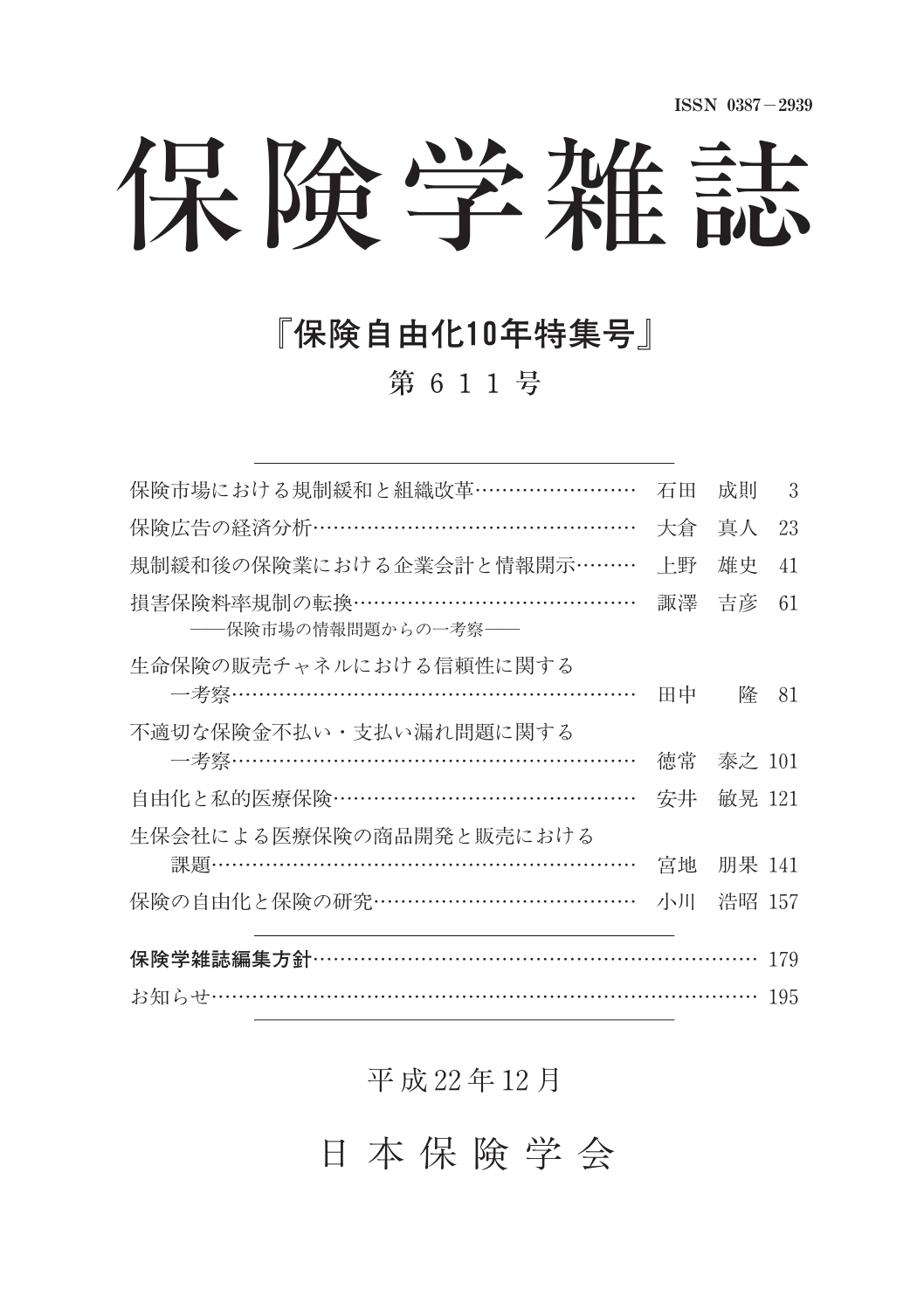ISSN 0387－2939

# 保険学雑誌

## 『保険自由化10年特集号』

### 第 6 1 1 号

保険市場における規制緩和と組織改革……………………　石田　成則　3

保険広告の経済分析…………………………………………　大倉　真人　23

規制緩和後の保険業における企業会計と情報開示………　上野　雄史　41

損害保険料率規制の転換……………………………………　諏澤　吉彦　61
　　――保険市場の情報問題からの一考察――

生命保険の販売チャネルにおける信頼性に関する
　　一考察……………………………………………………　田中　　隆　81

不適切な保険金不払い・支払い漏れ問題に関する
　　一考察……………………………………………………　徳常　泰之　101

自由化と私的医療保険………………………………………　安井　敏晃　121

生保会社による医療保険の商品開発と販売における
　　課題………………………………………………………　宮地　朋果　141

保険の自由化と保険の研究…………………………………　小川　浩昭　157

**保険学雑誌編集方針**…………………………………………………………　179

お知らせ…………………………………………………………………………　195

平成22年12月

日本保険学会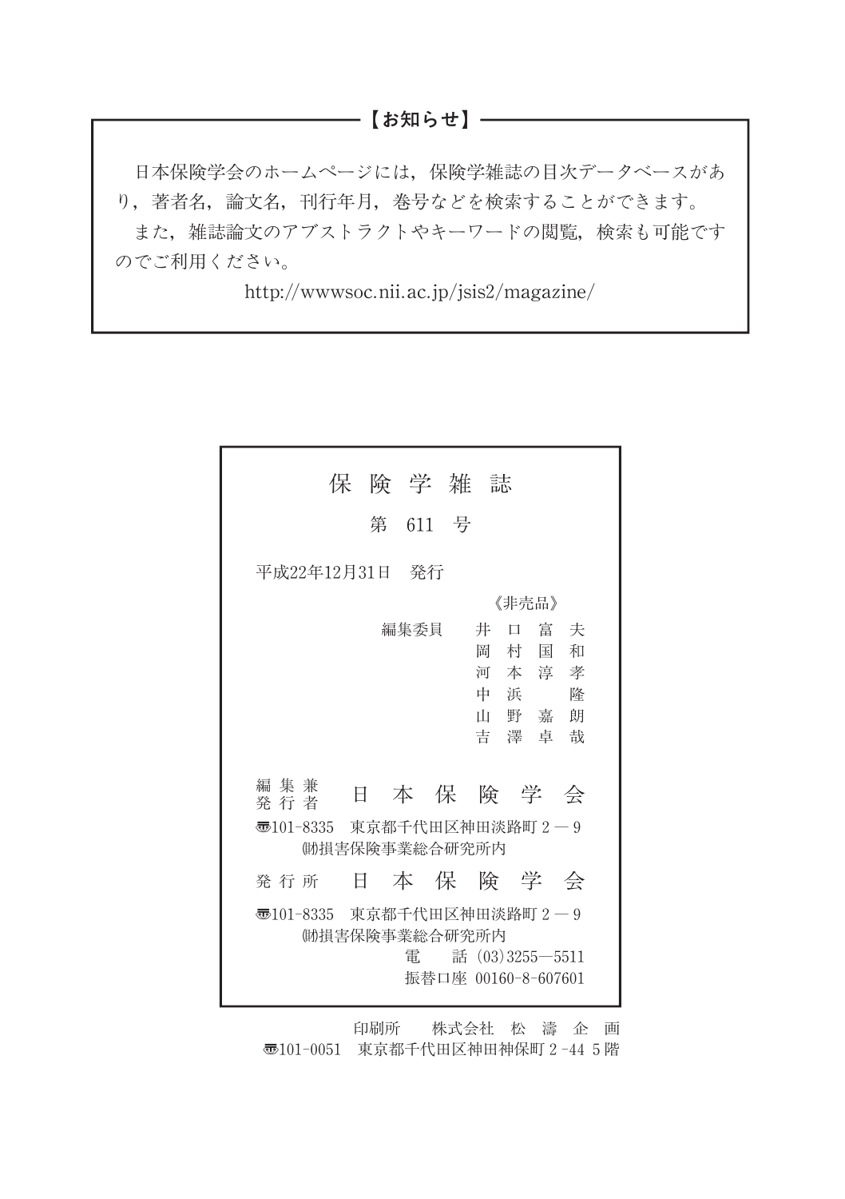## 【お知らせ】

日本保険学会のホームページには，保険学雑誌の目次データベースがあり，著者名，論文名，刊行年月，巻号などを検索することができます。

また，雑誌論文のアブストラクトやキーワードの閲覧，検索も可能ですのでご利用ください。

http://wwwsoc.nii.ac.jp/jsis2/magazine/

---

# 保険学雑誌

## 第 611 号

平成22年12月31日　発行

《非売品》

編集委員　井口富夫
　　　　　岡村国和
　　　　　河本淳孝
　　　　　中浜　隆
　　　　　山野嘉朗
　　　　　吉澤卓哉

編集兼発行者　日本保険学会

〒101-8335　東京都千代田区神田淡路町２－９
㈶損害保険事業総合研究所内

発行所　日本保険学会

〒101-8335　東京都千代田区神田淡路町２－９
㈶損害保険事業総合研究所内
電　話 (03)3255－5511
振替口座 00160-8-607601

印刷所　株式会社 松濤企画
〒101-0051　東京都千代田区神田神保町２-44 ５階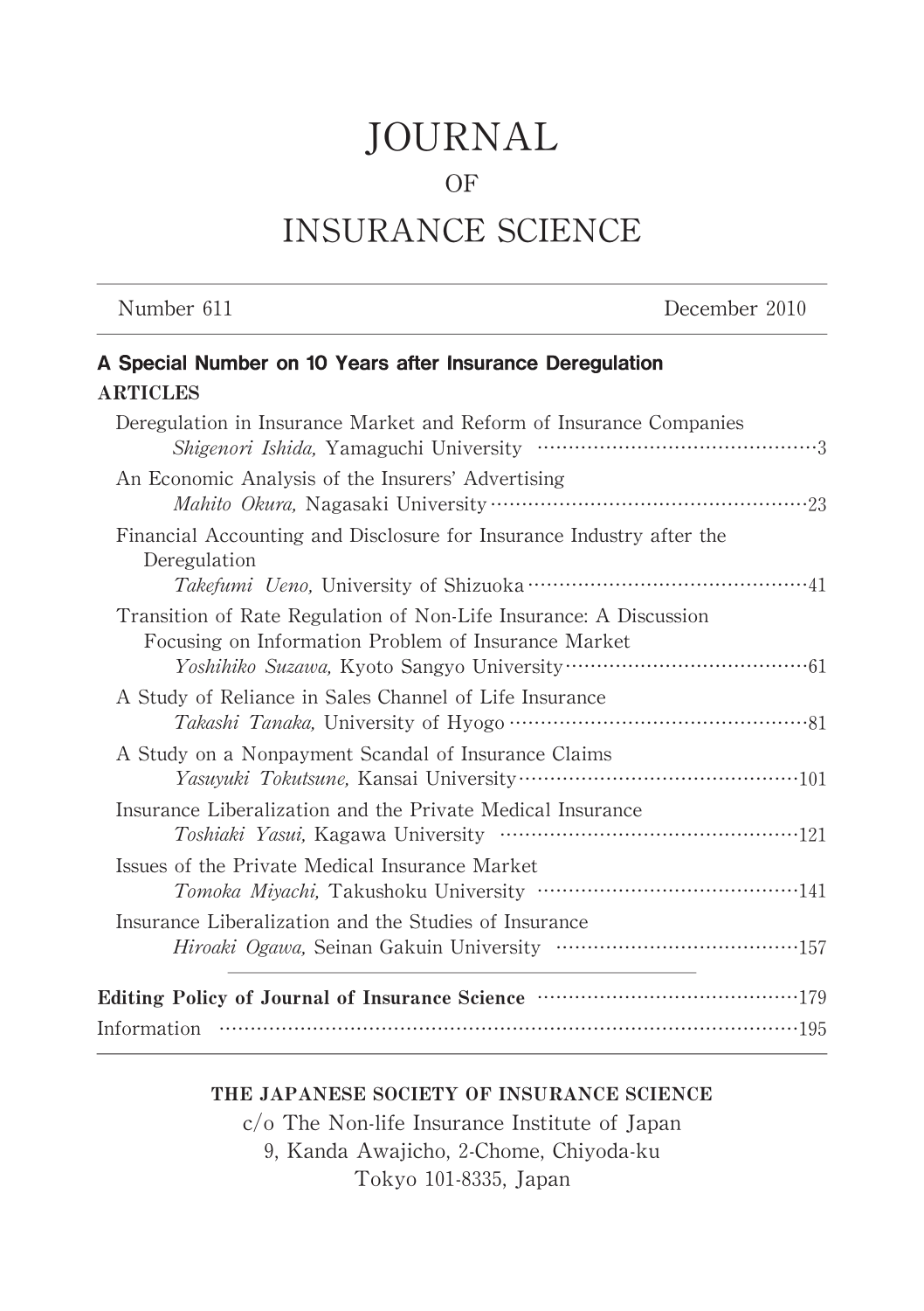# JOURNAL

OF

# INSURANCE SCIENCE

Number 611 December 2010

**A Special Number on 10 Years after Insurance Deregulation**

**ARTICLES**

Deregulation in Insurance Market and Reform of Insurance Companies
*Shigenori Ishida,* Yamaguchi University ……………………………………………3

An Economic Analysis of the Insurers' Advertising
*Mahito Okura,* Nagasaki University ……………………………………………………23

Financial Accounting and Disclosure for Insurance Industry after the Deregulation
*Takefumi Ueno,* University of Shizuoka ……………………………………………41

Transition of Rate Regulation of Non-Life Insurance: A Discussion Focusing on Information Problem of Insurance Market
*Yoshihiko Suzawa,* Kyoto Sangyo University……………………………………61

A Study of Reliance in Sales Channel of Life Insurance
*Takashi Tanaka,* University of Hyogo ………………………………………………81

A Study on a Nonpayment Scandal of Insurance Claims
*Yasuyuki Tokutsune,* Kansai University……………………………………………101

Insurance Liberalization and the Private Medical Insurance
*Toshiaki Yasui,* Kagawa University ………………………………………………121

Issues of the Private Medical Insurance Market
*Tomoka Miyachi,* Takushoku University …………………………………………141

Insurance Liberalization and the Studies of Insurance
*Hiroaki Ogawa,* Seinan Gakuin University ………………………………………157

---

**Editing Policy of Journal of Insurance Science** ……………………………………179

Information ……………………………………………………………………………………195

---

**THE JAPANESE SOCIETY OF INSURANCE SCIENCE**

c/o The Non-life Insurance Institute of Japan
9, Kanda Awajicho, 2-Chome, Chiyoda-ku
Tokyo 101-8335, Japan